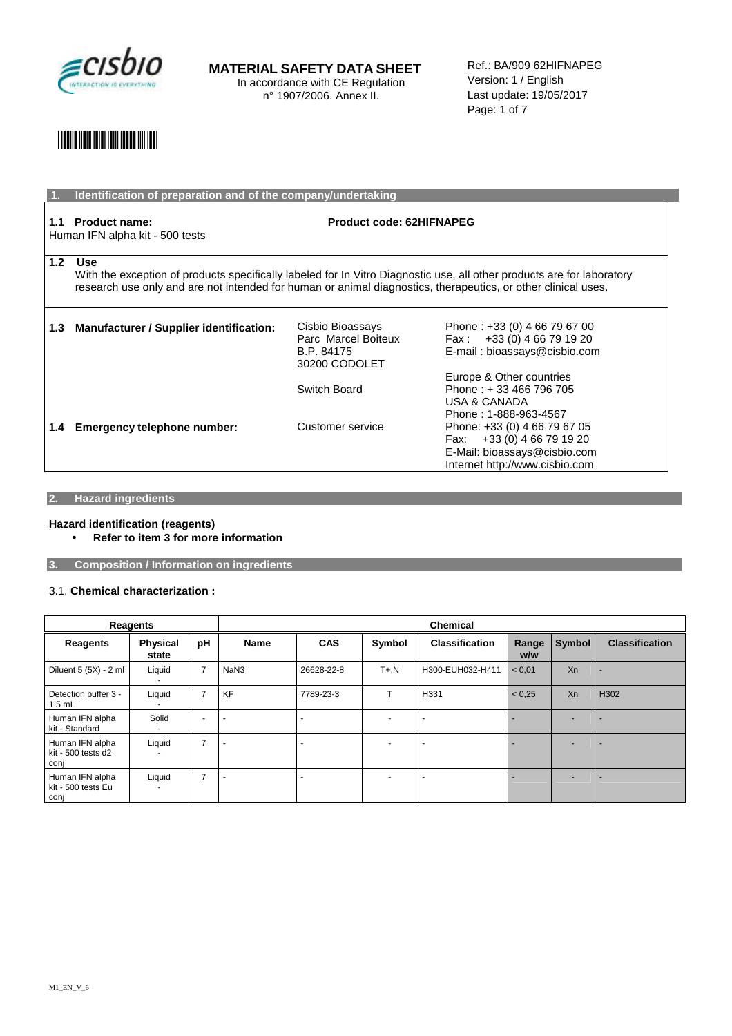**MATERIAL SAFETY DATA SHEET**
In accordance with CE Regulation n° 1907/2006. Annex II.

Ref.: BA/909 62HIFNAPEG
Version: 1 / English
Last update: 19/05/2017

## 1. Identification of preparation and of the company/undertaking

**1.1 Product name:** Human IFN alpha kit - 500 tests

**Product code: 62HIFNAPEG**

**1.2 Use**

With the exception of products specifically labeled for In Vitro Diagnostic use, all other products are for laboratory research use only and are not intended for human or animal diagnostics, therapeutics, or other clinical uses.

**1.3 Manufacturer / Supplier identification:**

Cisbio Bioassays
Parc Marcel Boiteux
B.P. 84175
30200 CODOLET

Phone : +33 (0) 4 66 79 67 00
Fax : +33 (0) 4 66 79 19 20
E-mail : bioassays@cisbio.com

Switch Board

Europe & Other countries
Phone : + 33 466 796 705
USA & CANADA
Phone : 1-888-963-4567

**1.4 Emergency telephone number:**

Customer service

Phone: +33 (0) 4 66 79 67 05
Fax: +33 (0) 4 66 79 19 20
E-Mail: bioassays@cisbio.com
Internet http://www.cisbio.com

## 2. Hazard ingredients

**Hazard identification (reagents)**

- **Refer to item 3 for more information**

## 3. Composition / Information on ingredients

3.1. **Chemical characterization :**

| Reagents | | | Chemical | | | | | | |
|---|---|---|---|---|---|---|---|---|---|
| Reagents | Physical state | pH | Name | CAS | Symbol | Classification | Range w/w | Symbol | Classification |
| Diluent 5 (5X) - 2 ml | Liquid - | 7 | $NaN_3$ | 26628-22-8 | T+,N | H300-EUH032-H411 | < 0,01 | Xn | - |
| Detection buffer 3 - 1.5 mL | Liquid - | 7 | KF | 7789-23-3 | T | H331 | < 0,25 | Xn | H302 |
| Human IFN alpha kit - Standard | Solid - | - | - | - | - | - | - | - | - |
| Human IFN alpha kit - 500 tests d2 conj | Liquid - | 7 | - | - | - | - | - | - | - |
| Human IFN alpha kit - 500 tests Eu conj | Liquid - | 7 | - | - | - | - | - | - | - |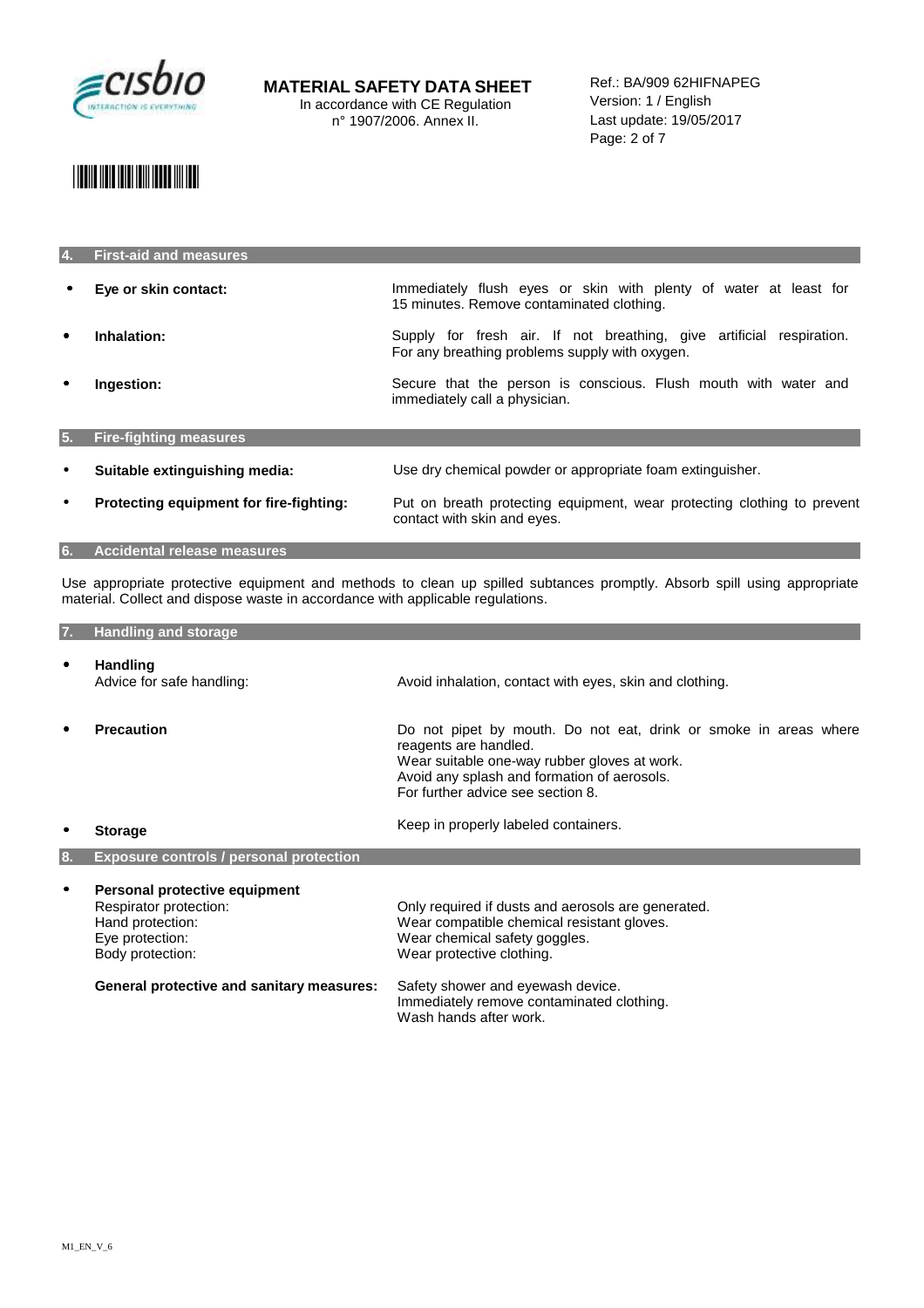## 4. First-aid and measures

- **Eye or skin contact:** Immediately flush eyes or skin with plenty of water at least for 15 minutes. Remove contaminated clothing.
- **Inhalation:** Supply for fresh air. If not breathing, give artificial respiration. For any breathing problems supply with oxygen.
- **Ingestion:** Secure that the person is conscious. Flush mouth with water and immediately call a physician.

## 5. Fire-fighting measures

- **Suitable extinguishing media:** Use dry chemical powder or appropriate foam extinguisher.
- **Protecting equipment for fire-fighting:** Put on breath protecting equipment, wear protecting clothing to prevent contact with skin and eyes.

## 6. Accidental release measures

Use appropriate protective equipment and methods to clean up spilled subtances promptly. Absorb spill using appropriate material. Collect and dispose waste in accordance with applicable regulations.

## 7. Handling and storage

- **Handling**
  Advice for safe handling: Avoid inhalation, contact with eyes, skin and clothing.
- **Precaution** Do not pipet by mouth. Do not eat, drink or smoke in areas where reagents are handled.
  Wear suitable one-way rubber gloves at work.
  Avoid any splash and formation of aerosols.
  For further advice see section 8.
- **Storage** Keep in properly labeled containers.

## 8. Exposure controls / personal protection

- **Personal protective equipment**
  Respirator protection: Only required if dusts and aerosols are generated.
  Hand protection: Wear compatible chemical resistant gloves.
  Eye protection: Wear chemical safety goggles.
  Body protection: Wear protective clothing.

  **General protective and sanitary measures:** Safety shower and eyewash device.
  Immediately remove contaminated clothing.
  Wash hands after work.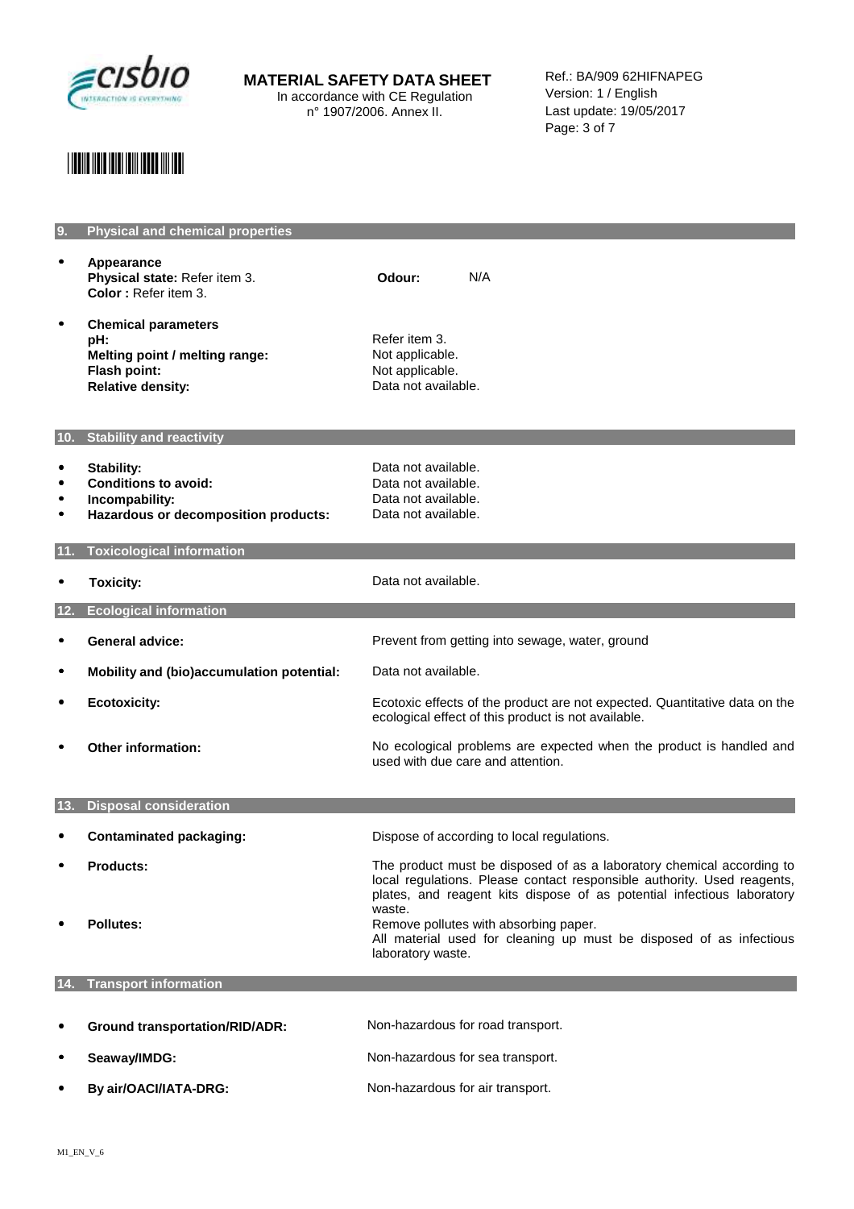## 9. Physical and chemical properties

- **Appearance**
  **Physical state:** Refer item 3.
  **Color :** Refer item 3.
  **Odour:** N/A

- **Chemical parameters**

| | |
|---|---|
| **pH:** | Refer item 3. |
| **Melting point / melting range:** | Not applicable. |
| **Flash point:** | Not applicable. |
| **Relative density:** | Data not available. |

## 10. Stability and reactivity

| | |
|---|---|
| • **Stability:** | Data not available. |
| • **Conditions to avoid:** | Data not available. |
| • **Incompability:** | Data not available. |
| • **Hazardous or decomposition products:** | Data not available. |

## 11. Toxicological information

| | |
|---|---|
| • **Toxicity:** | Data not available. |

## 12. Ecological information

| | |
|---|---|
| • **General advice:** | Prevent from getting into sewage, water, ground |
| • **Mobility and (bio)accumulation potential:** | Data not available. |
| • **Ecotoxicity:** | Ecotoxic effects of the product are not expected. Quantitative data on the ecological effect of this product is not available. |
| • **Other information:** | No ecological problems are expected when the product is handled and used with due care and attention. |

## 13. Disposal consideration

| | |
|---|---|
| • **Contaminated packaging:** | Dispose of according to local regulations. |
| • **Products:** | The product must be disposed of as a laboratory chemical according to local regulations. Please contact responsible authority. Used reagents, plates, and reagent kits dispose of as potential infectious laboratory waste. |
| • **Pollutes:** | Remove pollutes with absorbing paper. All material used for cleaning up must be disposed of as infectious laboratory waste. |

## 14. Transport information

| | |
|---|---|
| • **Ground transportation/RID/ADR:** | Non-hazardous for road transport. |
| • **Seaway/IMDG:** | Non-hazardous for sea transport. |
| • **By air/OACI/IATA-DRG:** | Non-hazardous for air transport. |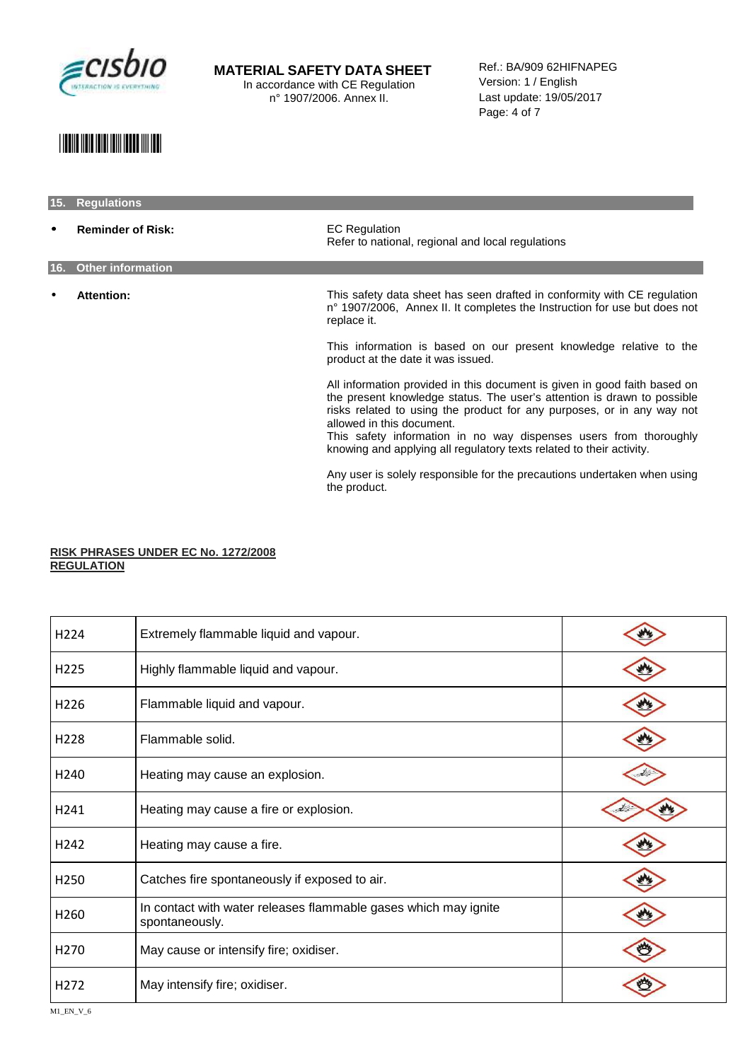## 15. Regulations

- **Reminder of Risk:** EC Regulation
  Refer to national, regional and local regulations

## 16. Other information

- **Attention:** This safety data sheet has seen drafted in conformity with CE regulation n° 1907/2006, Annex II. It completes the Instruction for use but does not replace it.

  This information is based on our present knowledge relative to the product at the date it was issued.

  All information provided in this document is given in good faith based on the present knowledge status. The user's attention is drawn to possible risks related to using the product for any purposes, or in any way not allowed in this document.
  This safety information in no way dispenses users from thoroughly knowing and applying all regulatory texts related to their activity.

  Any user is solely responsible for the precautions undertaken when using the product.

**RISK PHRASES UNDER EC No. 1272/2008 REGULATION**

| | | |
|---|---|---|
| H224 | Extremely flammable liquid and vapour. | |
| H225 | Highly flammable liquid and vapour. | |
| H226 | Flammable liquid and vapour. | |
| H228 | Flammable solid. | |
| H240 | Heating may cause an explosion. | |
| H241 | Heating may cause a fire or explosion. | |
| H242 | Heating may cause a fire. | |
| H250 | Catches fire spontaneously if exposed to air. | |
| H260 | In contact with water releases flammable gases which may ignite spontaneously. | |
| H270 | May cause or intensify fire; oxidiser. | |
| H272 | May intensify fire; oxidiser. | |

M1_EN_V_6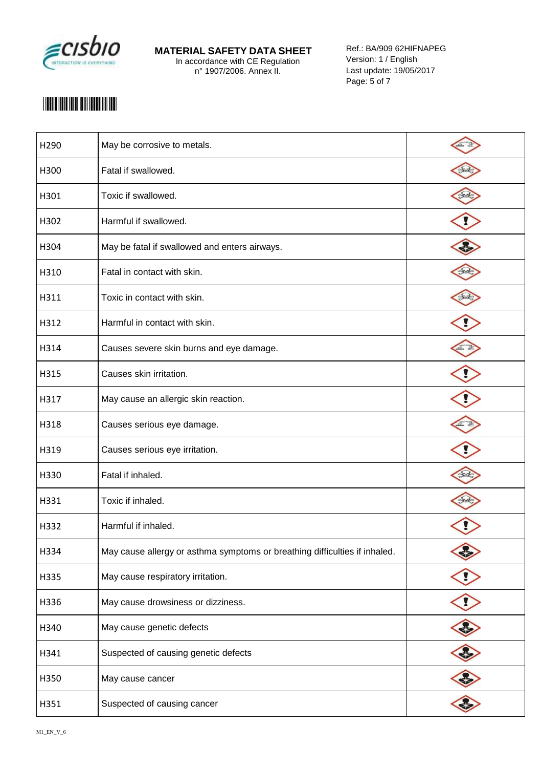| | | |
|---|---|---|
| H290 | May be corrosive to metals. | |
| H300 | Fatal if swallowed. | |
| H301 | Toxic if swallowed. | |
| H302 | Harmful if swallowed. | |
| H304 | May be fatal if swallowed and enters airways. | |
| H310 | Fatal in contact with skin. | |
| H311 | Toxic in contact with skin. | |
| H312 | Harmful in contact with skin. | |
| H314 | Causes severe skin burns and eye damage. | |
| H315 | Causes skin irritation. | |
| H317 | May cause an allergic skin reaction. | |
| H318 | Causes serious eye damage. | |
| H319 | Causes serious eye irritation. | |
| H330 | Fatal if inhaled. | |
| H331 | Toxic if inhaled. | |
| H332 | Harmful if inhaled. | |
| H334 | May cause allergy or asthma symptoms or breathing difficulties if inhaled. | |
| H335 | May cause respiratory irritation. | |
| H336 | May cause drowsiness or dizziness. | |
| H340 | May cause genetic defects | |
| H341 | Suspected of causing genetic defects | |
| H350 | May cause cancer | |
| H351 | Suspected of causing cancer | |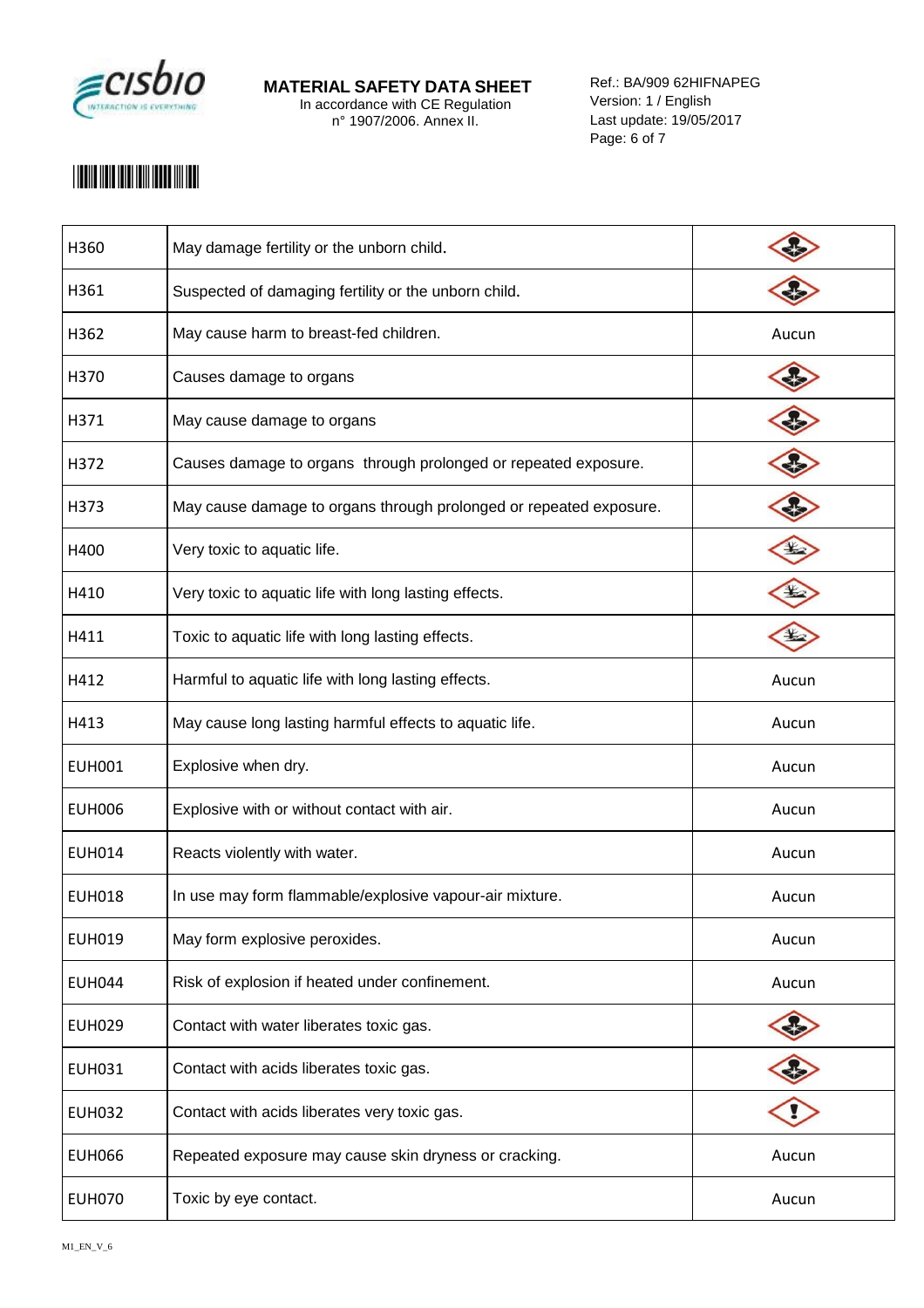| | | |
|---|---|---|
| H360 | May damage fertility or the unborn child. | |
| H361 | Suspected of damaging fertility or the unborn child. | |
| H362 | May cause harm to breast-fed children. | Aucun |
| H370 | Causes damage to organs | |
| H371 | May cause damage to organs | |
| H372 | Causes damage to organs through prolonged or repeated exposure. | |
| H373 | May cause damage to organs through prolonged or repeated exposure. | |
| H400 | Very toxic to aquatic life. | |
| H410 | Very toxic to aquatic life with long lasting effects. | |
| H411 | Toxic to aquatic life with long lasting effects. | |
| H412 | Harmful to aquatic life with long lasting effects. | Aucun |
| H413 | May cause long lasting harmful effects to aquatic life. | Aucun |
| EUH001 | Explosive when dry. | Aucun |
| EUH006 | Explosive with or without contact with air. | Aucun |
| EUH014 | Reacts violently with water. | Aucun |
| EUH018 | In use may form flammable/explosive vapour-air mixture. | Aucun |
| EUH019 | May form explosive peroxides. | Aucun |
| EUH044 | Risk of explosion if heated under confinement. | Aucun |
| EUH029 | Contact with water liberates toxic gas. | |
| EUH031 | Contact with acids liberates toxic gas. | |
| EUH032 | Contact with acids liberates very toxic gas. | |
| EUH066 | Repeated exposure may cause skin dryness or cracking. | Aucun |
| EUH070 | Toxic by eye contact. | Aucun |

M1_EN_V_6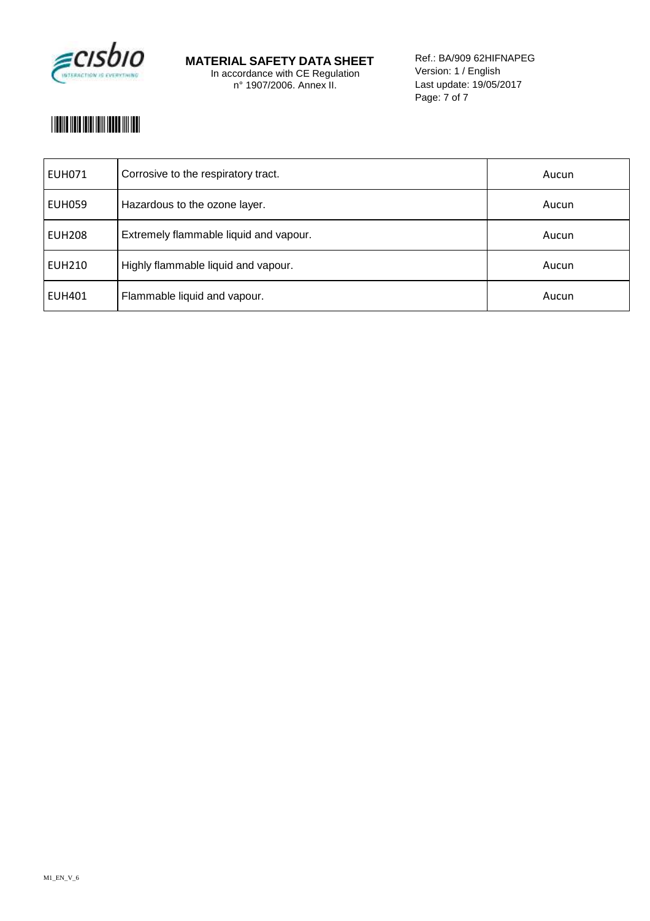| | | |
|---|---|---|
| EUH071 | Corrosive to the respiratory tract. | Aucun |
| EUH059 | Hazardous to the ozone layer. | Aucun |
| EUH208 | Extremely flammable liquid and vapour. | Aucun |
| EUH210 | Highly flammable liquid and vapour. | Aucun |
| EUH401 | Flammable liquid and vapour. | Aucun |